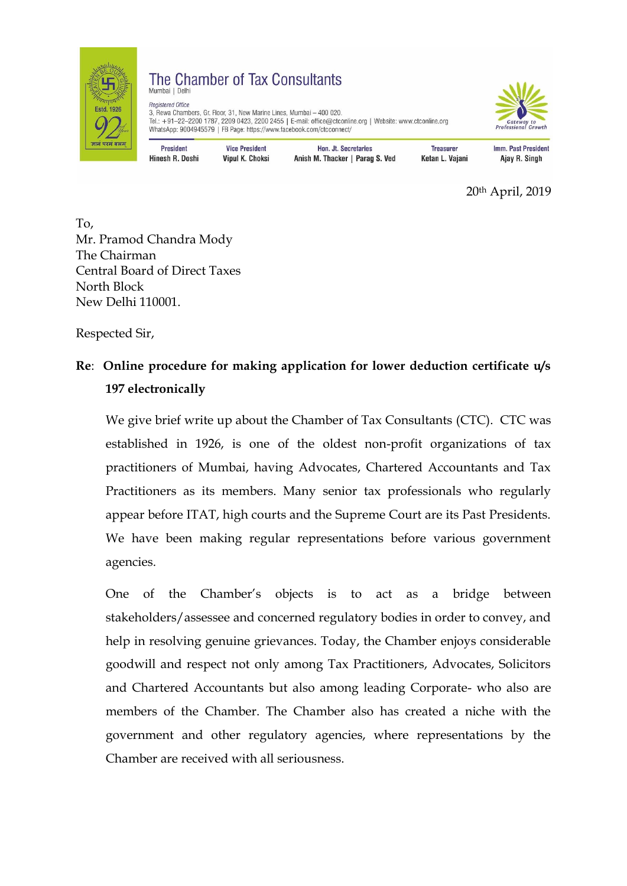# The Chamber of Tax Consultants

Mumbai | Delhi

*Registered Office*
3, Rewa Chambers, Gr. Floor, 31, New Marine Lines, Mumbai – 400 020.
Tel.: +91–22–2200 1787, 2209 0423, 2200 2455 | E-mail: office@ctconline.org | Website: www.ctconline.org
WhatsApp: 9004945579 | FB Page: https://www.facebook.com/ctcconnect/

| President | Vice President | Hon. Jt. Secretaries | Treasurer | Imm. Past President |
|---|---|---|---|---|
| Hinesh R. Doshi | Vipul K. Choksi | Anish M. Thacker \| Parag S. Ved | Ketan L. Vajani | Ajay R. Singh |

20th April, 2019

To,
Mr. Pramod Chandra Mody
The Chairman
Central Board of Direct Taxes
North Block
New Delhi 110001.

Respected Sir,

**Re: Online procedure for making application for lower deduction certificate u/s 197 electronically**

We give brief write up about the Chamber of Tax Consultants (CTC). CTC was established in 1926, is one of the oldest non-profit organizations of tax practitioners of Mumbai, having Advocates, Chartered Accountants and Tax Practitioners as its members. Many senior tax professionals who regularly appear before ITAT, high courts and the Supreme Court are its Past Presidents. We have been making regular representations before various government agencies.

One of the Chamber's objects is to act as a bridge between stakeholders/assessee and concerned regulatory bodies in order to convey, and help in resolving genuine grievances. Today, the Chamber enjoys considerable goodwill and respect not only among Tax Practitioners, Advocates, Solicitors and Chartered Accountants but also among leading Corporate- who also are members of the Chamber. The Chamber also has created a niche with the government and other regulatory agencies, where representations by the Chamber are received with all seriousness.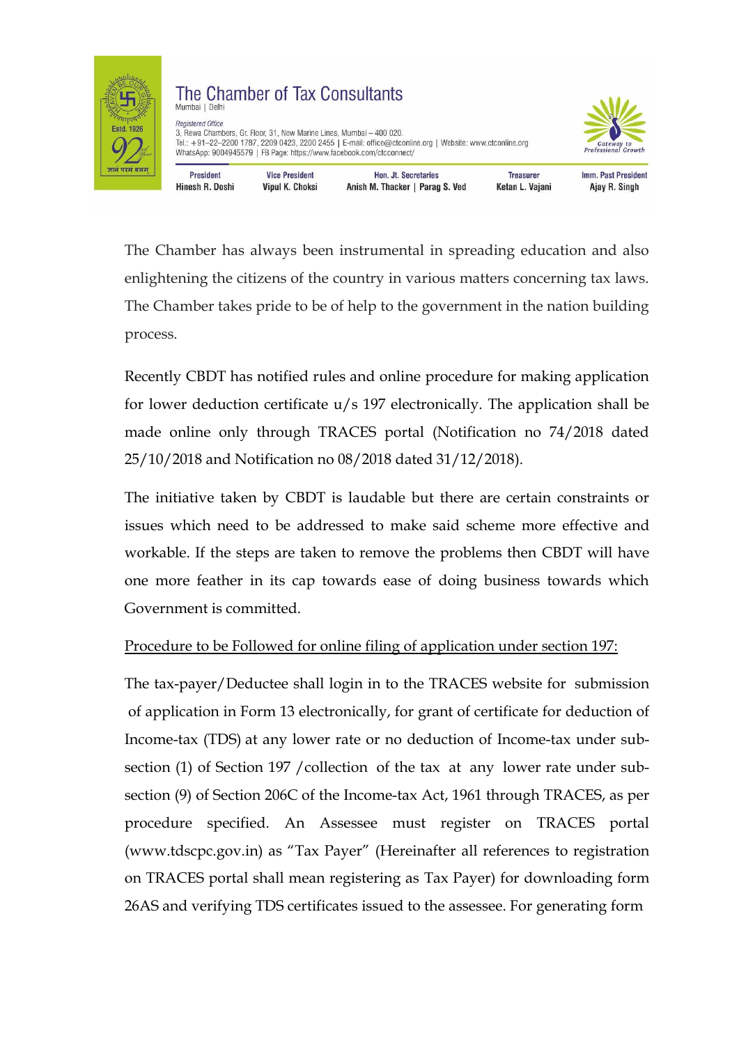The Chamber has always been instrumental in spreading education and also enlightening the citizens of the country in various matters concerning tax laws. The Chamber takes pride to be of help to the government in the nation building process.

Recently CBDT has notified rules and online procedure for making application for lower deduction certificate u/s 197 electronically. The application shall be made online only through TRACES portal (Notification no 74/2018 dated 25/10/2018 and Notification no 08/2018 dated 31/12/2018).

The initiative taken by CBDT is laudable but there are certain constraints or issues which need to be addressed to make said scheme more effective and workable. If the steps are taken to remove the problems then CBDT will have one more feather in its cap towards ease of doing business towards which Government is committed.

Procedure to be Followed for online filing of application under section 197:

The tax-payer/Deductee shall login in to the TRACES website for submission of application in Form 13 electronically, for grant of certificate for deduction of Income-tax (TDS) at any lower rate or no deduction of Income-tax under sub-section (1) of Section 197 /collection of the tax at any lower rate under sub-section (9) of Section 206C of the Income-tax Act, 1961 through TRACES, as per procedure specified. An Assessee must register on TRACES portal (www.tdscpc.gov.in) as "Tax Payer" (Hereinafter all references to registration on TRACES portal shall mean registering as Tax Payer) for downloading form 26AS and verifying TDS certificates issued to the assessee. For generating form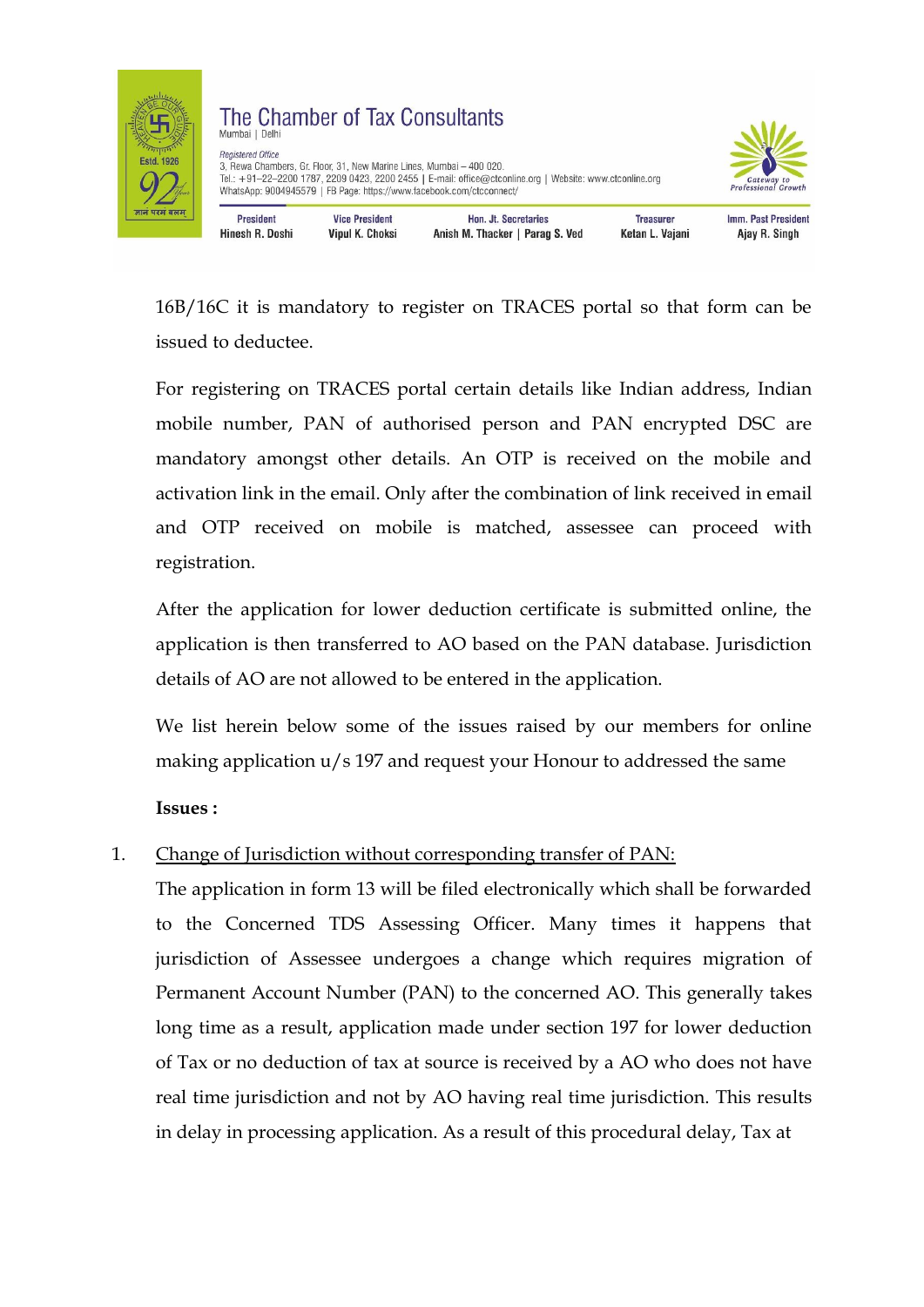16B/16C it is mandatory to register on TRACES portal so that form can be issued to deductee.

For registering on TRACES portal certain details like Indian address, Indian mobile number, PAN of authorised person and PAN encrypted DSC are mandatory amongst other details. An OTP is received on the mobile and activation link in the email. Only after the combination of link received in email and OTP received on mobile is matched, assessee can proceed with registration.

After the application for lower deduction certificate is submitted online, the application is then transferred to AO based on the PAN database. Jurisdiction details of AO are not allowed to be entered in the application.

We list herein below some of the issues raised by our members for online making application u/s 197 and request your Honour to addressed the same

**Issues :**

1. <u>Change of Jurisdiction without corresponding transfer of PAN:</u>
   The application in form 13 will be filed electronically which shall be forwarded to the Concerned TDS Assessing Officer. Many times it happens that jurisdiction of Assessee undergoes a change which requires migration of Permanent Account Number (PAN) to the concerned AO. This generally takes long time as a result, application made under section 197 for lower deduction of Tax or no deduction of tax at source is received by a AO who does not have real time jurisdiction and not by AO having real time jurisdiction. This results in delay in processing application. As a result of this procedural delay, Tax at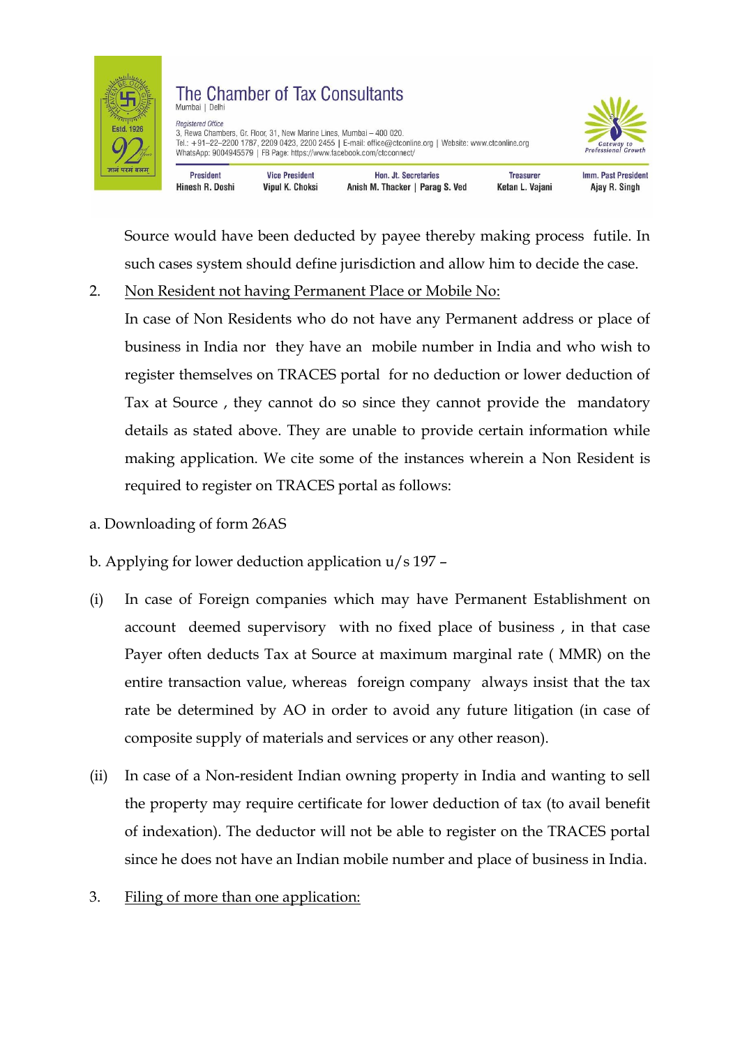Source would have been deducted by payee thereby making process futile. In such cases system should define jurisdiction and allow him to decide the case.

2. <u>Non Resident not having Permanent Place or Mobile No:</u>

   In case of Non Residents who do not have any Permanent address or place of business in India nor they have an mobile number in India and who wish to register themselves on TRACES portal for no deduction or lower deduction of Tax at Source , they cannot do so since they cannot provide the mandatory details as stated above. They are unable to provide certain information while making application. We cite some of the instances wherein a Non Resident is required to register on TRACES portal as follows:

a. Downloading of form 26AS

b. Applying for lower deduction application u/s 197 –

(i) In case of Foreign companies which may have Permanent Establishment on account deemed supervisory with no fixed place of business , in that case Payer often deducts Tax at Source at maximum marginal rate ( MMR) on the entire transaction value, whereas foreign company always insist that the tax rate be determined by AO in order to avoid any future litigation (in case of composite supply of materials and services or any other reason).

(ii) In case of a Non-resident Indian owning property in India and wanting to sell the property may require certificate for lower deduction of tax (to avail benefit of indexation). The deductor will not be able to register on the TRACES portal since he does not have an Indian mobile number and place of business in India.

3. <u>Filing of more than one application:</u>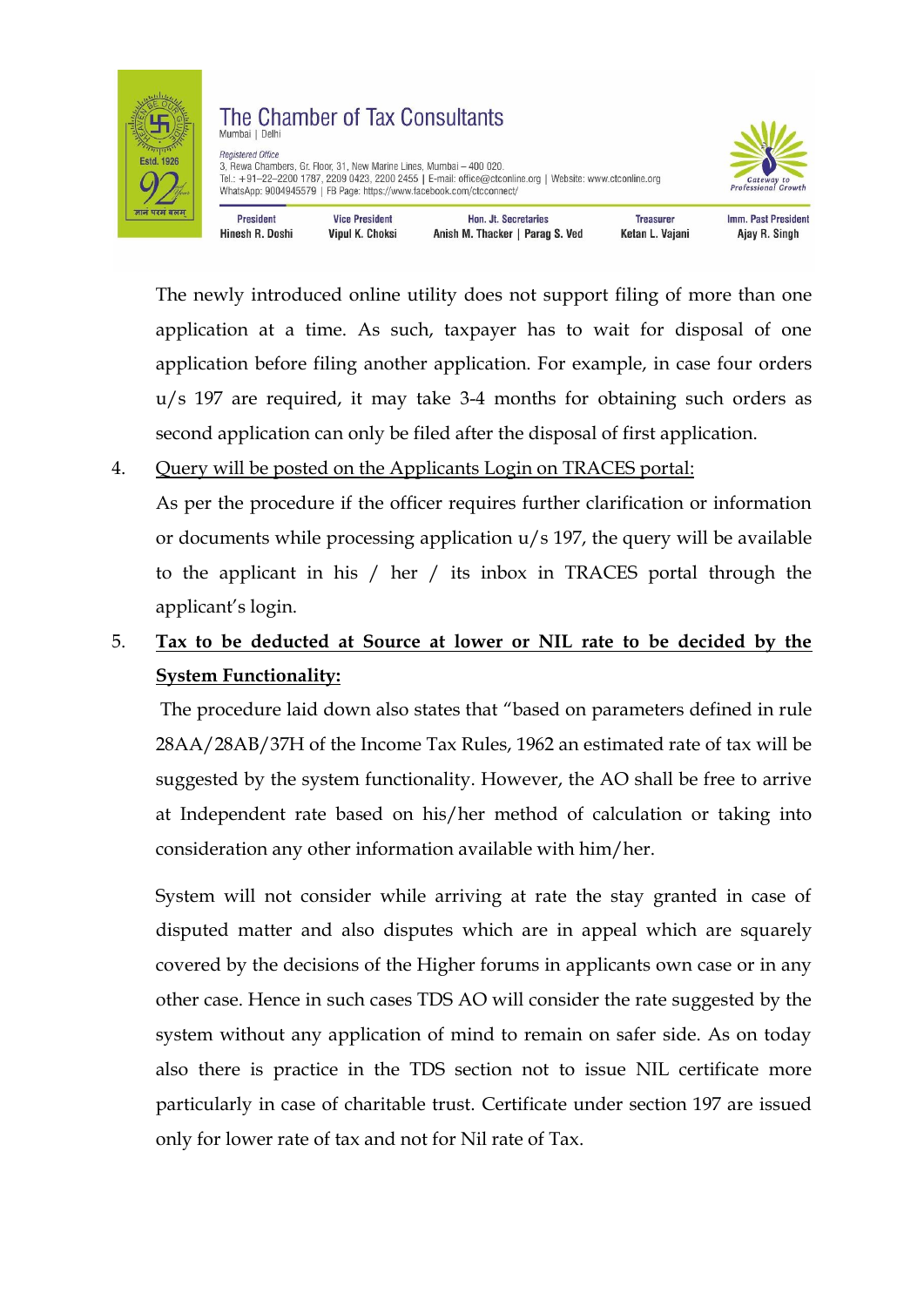The newly introduced online utility does not support filing of more than one application at a time. As such, taxpayer has to wait for disposal of one application before filing another application. For example, in case four orders u/s 197 are required, it may take 3-4 months for obtaining such orders as second application can only be filed after the disposal of first application.

4. Query will be posted on the Applicants Login on TRACES portal:

   As per the procedure if the officer requires further clarification or information or documents while processing application u/s 197, the query will be available to the applicant in his / her / its inbox in TRACES portal through the applicant's login.

5. **Tax to be deducted at Source at lower or NIL rate to be decided by the System Functionality:**

   The procedure laid down also states that "based on parameters defined in rule 28AA/28AB/37H of the Income Tax Rules, 1962 an estimated rate of tax will be suggested by the system functionality. However, the AO shall be free to arrive at Independent rate based on his/her method of calculation or taking into consideration any other information available with him/her.

   System will not consider while arriving at rate the stay granted in case of disputed matter and also disputes which are in appeal which are squarely covered by the decisions of the Higher forums in applicants own case or in any other case. Hence in such cases TDS AO will consider the rate suggested by the system without any application of mind to remain on safer side. As on today also there is practice in the TDS section not to issue NIL certificate more particularly in case of charitable trust. Certificate under section 197 are issued only for lower rate of tax and not for Nil rate of Tax.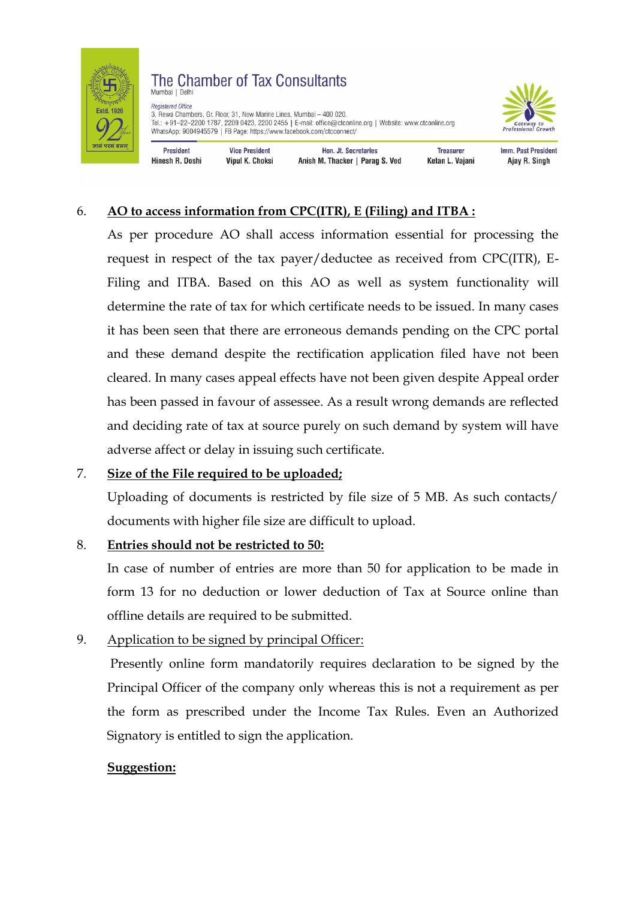6. **<u>AO to access information from CPC(ITR), E (Filing) and ITBA :</u>**

   As per procedure AO shall access information essential for processing the request in respect of the tax payer/deductee as received from CPC(ITR), E-Filing and ITBA. Based on this AO as well as system functionality will determine the rate of tax for which certificate needs to be issued. In many cases it has been seen that there are erroneous demands pending on the CPC portal and these demand despite the rectification application filed have not been cleared. In many cases appeal effects have not been given despite Appeal order has been passed in favour of assessee. As a result wrong demands are reflected and deciding rate of tax at source purely on such demand by system will have adverse affect or delay in issuing such certificate.

7. **<u>Size of the File required to be uploaded;</u>**

   Uploading of documents is restricted by file size of 5 MB. As such contacts/ documents with higher file size are difficult to upload.

8. **<u>Entries should not be restricted to 50:</u>**

   In case of number of entries are more than 50 for application to be made in form 13 for no deduction or lower deduction of Tax at Source online than offline details are required to be submitted.

9. <u>Application to be signed by principal Officer:</u>

   Presently online form mandatorily requires declaration to be signed by the Principal Officer of the company only whereas this is not a requirement as per the form as prescribed under the Income Tax Rules. Even an Authorized Signatory is entitled to sign the application.

   **<u>Suggestion:</u>**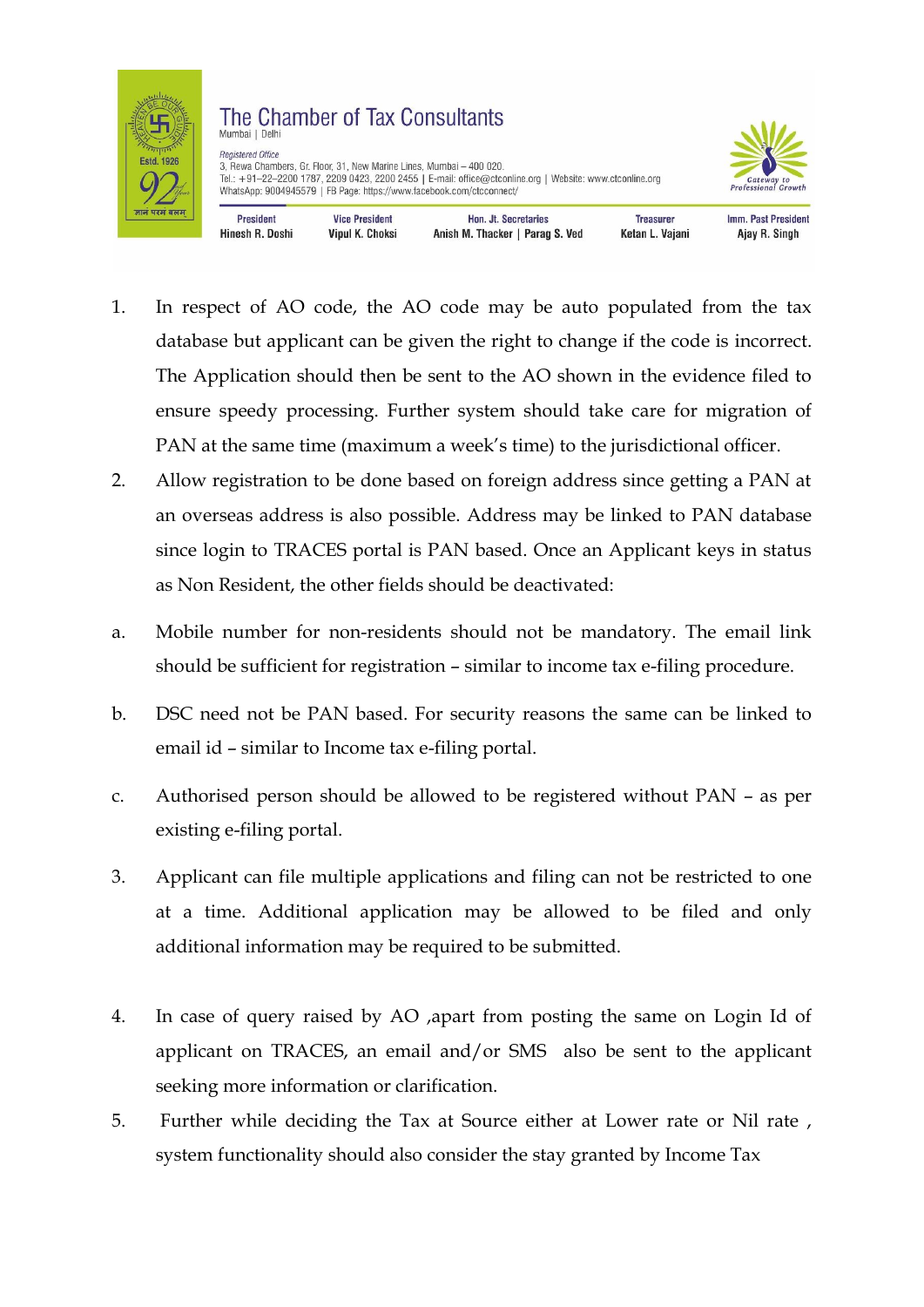1. In respect of AO code, the AO code may be auto populated from the tax database but applicant can be given the right to change if the code is incorrect. The Application should then be sent to the AO shown in the evidence filed to ensure speedy processing. Further system should take care for migration of PAN at the same time (maximum a week's time) to the jurisdictional officer.
2. Allow registration to be done based on foreign address since getting a PAN at an overseas address is also possible. Address may be linked to PAN database since login to TRACES portal is PAN based. Once an Applicant keys in status as Non Resident, the other fields should be deactivated:

a. Mobile number for non-residents should not be mandatory. The email link should be sufficient for registration – similar to income tax e-filing procedure.

b. DSC need not be PAN based. For security reasons the same can be linked to email id – similar to Income tax e-filing portal.

c. Authorised person should be allowed to be registered without PAN – as per existing e-filing portal.

3. Applicant can file multiple applications and filing can not be restricted to one at a time. Additional application may be allowed to be filed and only additional information may be required to be submitted.

4. In case of query raised by AO ,apart from posting the same on Login Id of applicant on TRACES, an email and/or SMS also be sent to the applicant seeking more information or clarification.
5. Further while deciding the Tax at Source either at Lower rate or Nil rate , system functionality should also consider the stay granted by Income Tax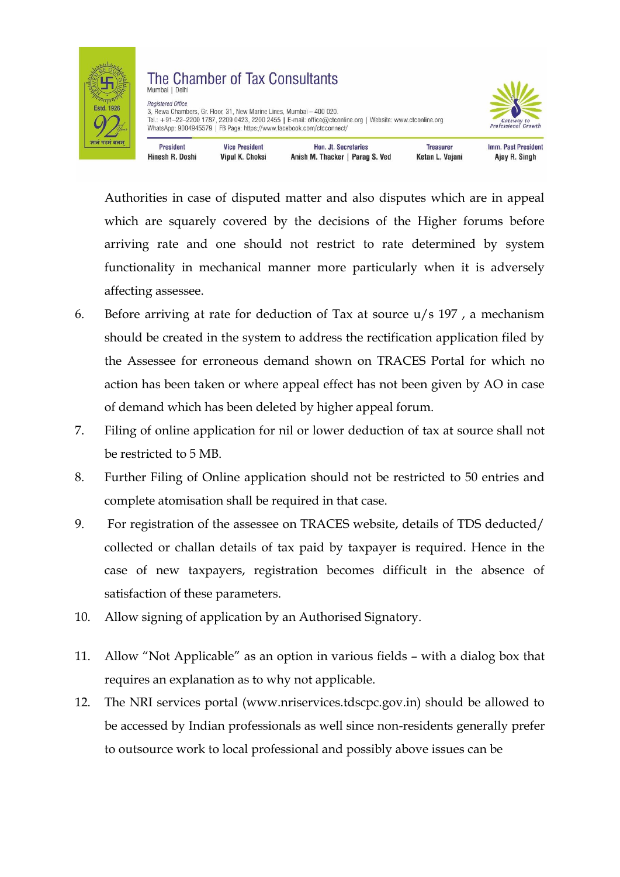Authorities in case of disputed matter and also disputes which are in appeal which are squarely covered by the decisions of the Higher forums before arriving rate and one should not restrict to rate determined by system functionality in mechanical manner more particularly when it is adversely affecting assessee.

6. Before arriving at rate for deduction of Tax at source u/s 197 , a mechanism should be created in the system to address the rectification application filed by the Assessee for erroneous demand shown on TRACES Portal for which no action has been taken or where appeal effect has not been given by AO in case of demand which has been deleted by higher appeal forum.
7. Filing of online application for nil or lower deduction of tax at source shall not be restricted to 5 MB.
8. Further Filing of Online application should not be restricted to 50 entries and complete atomisation shall be required in that case.
9. For registration of the assessee on TRACES website, details of TDS deducted/ collected or challan details of tax paid by taxpayer is required. Hence in the case of new taxpayers, registration becomes difficult in the absence of satisfaction of these parameters.
10. Allow signing of application by an Authorised Signatory.
11. Allow "Not Applicable" as an option in various fields – with a dialog box that requires an explanation as to why not applicable.
12. The NRI services portal (www.nriservices.tdscpc.gov.in) should be allowed to be accessed by Indian professionals as well since non-residents generally prefer to outsource work to local professional and possibly above issues can be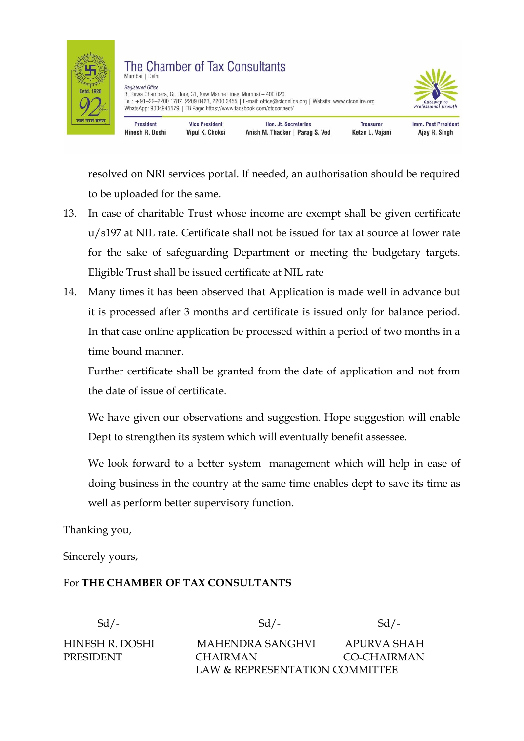resolved on NRI services portal. If needed, an authorisation should be required to be uploaded for the same.

13. In case of charitable Trust whose income are exempt shall be given certificate u/s197 at NIL rate. Certificate shall not be issued for tax at source at lower rate for the sake of safeguarding Department or meeting the budgetary targets. Eligible Trust shall be issued certificate at NIL rate

14. Many times it has been observed that Application is made well in advance but it is processed after 3 months and certificate is issued only for balance period. In that case online application be processed within a period of two months in a time bound manner.

    Further certificate shall be granted from the date of application and not from the date of issue of certificate.

We have given our observations and suggestion. Hope suggestion will enable Dept to strengthen its system which will eventually benefit assessee.

We look forward to a better system management which will help in ease of doing business in the country at the same time enables dept to save its time as well as perform better supervisory function.

Thanking you,

Sincerely yours,

For **THE CHAMBER OF TAX CONSULTANTS**

| | | |
|---|---|---|
| Sd/- | Sd/- | Sd/- |
| HINESH R. DOSHI | MAHENDRA SANGHVI | APURVA SHAH |
| PRESIDENT | CHAIRMAN | CO-CHAIRMAN |
| | LAW & REPRESENTATION COMMITTEE | |